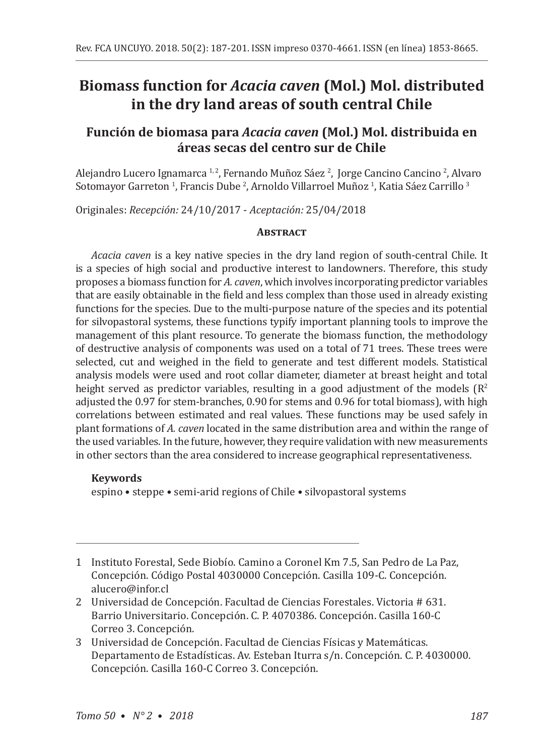# Biomass function for *Acacia caven* (Mol.) Mol. distributed in the dry land areas of south central Chile

## Función de biomasa para *Acacia caven* (Mol.) Mol. distribuida en áreas secas del centro sur de Chile

Alejandro Lucero Ignamarca [1, 2], Fernando Muñoz Sáez [2], Jorge Cancino Cancino [2], Alvaro Sotomayor Garreton [1], Francis Dube [2], Arnoldo Villarroel Muñoz [1], Katia Sáez Carrillo [3]

Originales: *Recepción:* 24/10/2017 - *Aceptación:* 25/04/2018

### Abstract

*Acacia caven* is a key native species in the dry land region of south-central Chile. It is a species of high social and productive interest to landowners. Therefore, this study proposes a biomass function for *A. caven*, which involves incorporating predictor variables that are easily obtainable in the field and less complex than those used in already existing functions for the species. Due to the multi-purpose nature of the species and its potential for silvopastoral systems, these functions typify important planning tools to improve the management of this plant resource. To generate the biomass function, the methodology of destructive analysis of components was used on a total of 71 trees. These trees were selected, cut and weighed in the field to generate and test different models. Statistical analysis models were used and root collar diameter, diameter at breast height and total height served as predictor variables, resulting in a good adjustment of the models ($R^2$ adjusted the 0.97 for stem-branches, 0.90 for stems and 0.96 for total biomass), with high correlations between estimated and real values. These functions may be used safely in plant formations of *A. caven* located in the same distribution area and within the range of the used variables. In the future, however, they require validation with new measurements in other sectors than the area considered to increase geographical representativeness.

**Keywords**

espino • steppe • semi-arid regions of Chile • silvopastoral systems

---

1 Instituto Forestal, Sede Biobío. Camino a Coronel Km 7.5, San Pedro de La Paz, Concepción. Código Postal 4030000 Concepción. Casilla 109-C. Concepción. alucero@infor.cl

2 Universidad de Concepción. Facultad de Ciencias Forestales. Victoria # 631. Barrio Universitario. Concepción. C. P. 4070386. Concepción. Casilla 160-C Correo 3. Concepción.

3 Universidad de Concepción. Facultad de Ciencias Físicas y Matemáticas. Departamento de Estadísticas. Av. Esteban Iturra s/n. Concepción. C. P. 4030000. Concepción. Casilla 160-C Correo 3. Concepción.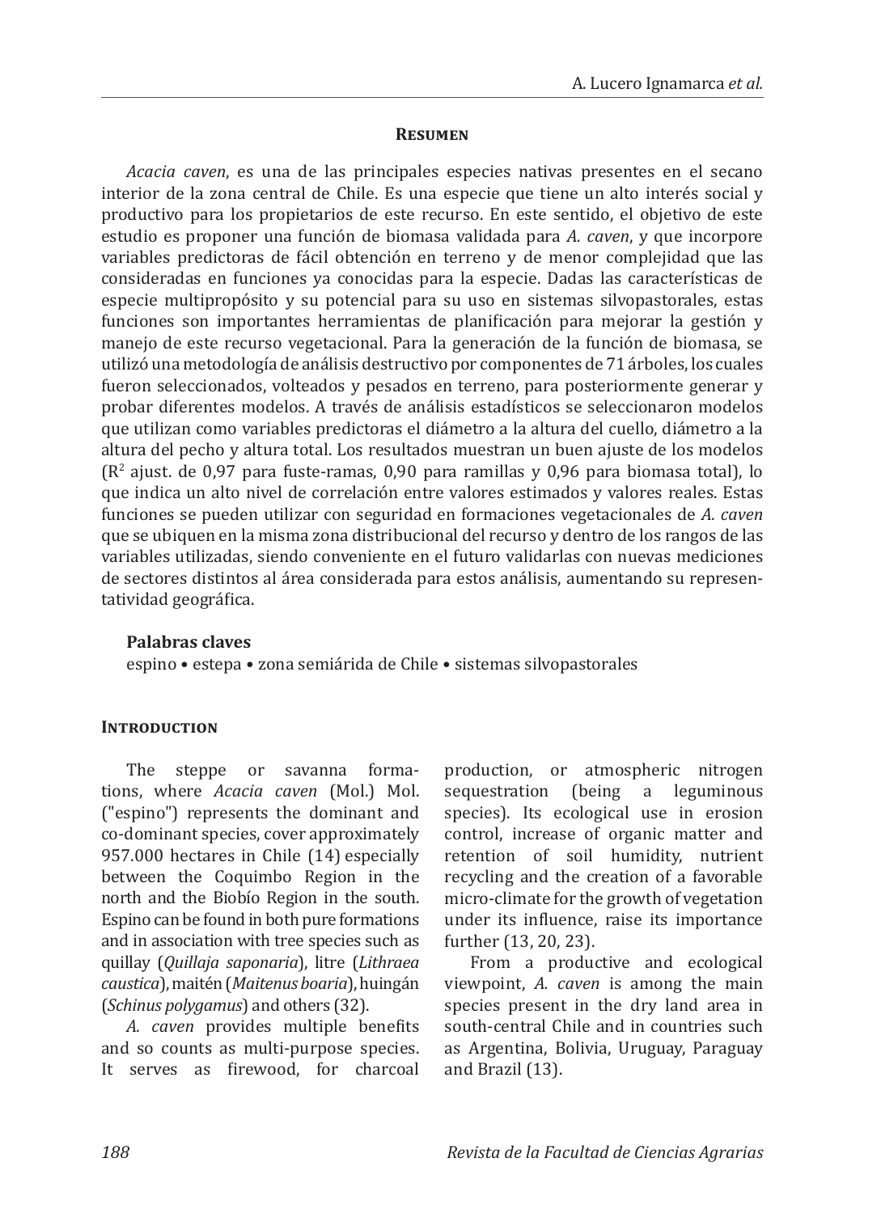## Resumen

*Acacia caven*, es una de las principales especies nativas presentes en el secano interior de la zona central de Chile. Es una especie que tiene un alto interés social y productivo para los propietarios de este recurso. En este sentido, el objetivo de este estudio es proponer una función de biomasa validada para *A. caven*, y que incorpore variables predictoras de fácil obtención en terreno y de menor complejidad que las consideradas en funciones ya conocidas para la especie. Dadas las características de especie multipropósito y su potencial para su uso en sistemas silvopastorales, estas funciones son importantes herramientas de planificación para mejorar la gestión y manejo de este recurso vegetacional. Para la generación de la función de biomasa, se utilizó una metodología de análisis destructivo por componentes de 71 árboles, los cuales fueron seleccionados, volteados y pesados en terreno, para posteriormente generar y probar diferentes modelos. A través de análisis estadísticos se seleccionaron modelos que utilizan como variables predictoras el diámetro a la altura del cuello, diámetro a la altura del pecho y altura total. Los resultados muestran un buen ajuste de los modelos ($R^2$ ajust. de 0,97 para fuste-ramas, 0,90 para ramillas y 0,96 para biomasa total), lo que indica un alto nivel de correlación entre valores estimados y valores reales. Estas funciones se pueden utilizar con seguridad en formaciones vegetacionales de *A. caven* que se ubiquen en la misma zona distribucional del recurso y dentro de los rangos de las variables utilizadas, siendo conveniente en el futuro validarlas con nuevas mediciones de sectores distintos al área considerada para estos análisis, aumentando su representatividad geográfica.

**Palabras claves**

espino • estepa • zona semiárida de Chile • sistemas silvopastorales

## Introduction

The steppe or savanna formations, where *Acacia caven* (Mol.) Mol. ("espino") represents the dominant and co-dominant species, cover approximately 957.000 hectares in Chile (14) especially between the Coquimbo Region in the north and the Biobío Region in the south. Espino can be found in both pure formations and in association with tree species such as quillay (*Quillaja saponaria*), litre (*Lithraea caustica*), maitén (*Maitenus boaria*), huingán (*Schinus polygamus*) and others (32).

*A. caven* provides multiple benefits and so counts as multi-purpose species. It serves as firewood, for charcoal production, or atmospheric nitrogen sequestration (being a leguminous species). Its ecological use in erosion control, increase of organic matter and retention of soil humidity, nutrient recycling and the creation of a favorable micro-climate for the growth of vegetation under its influence, raise its importance further (13, 20, 23).

From a productive and ecological viewpoint, *A. caven* is among the main species present in the dry land area in south-central Chile and in countries such as Argentina, Bolivia, Uruguay, Paraguay and Brazil (13).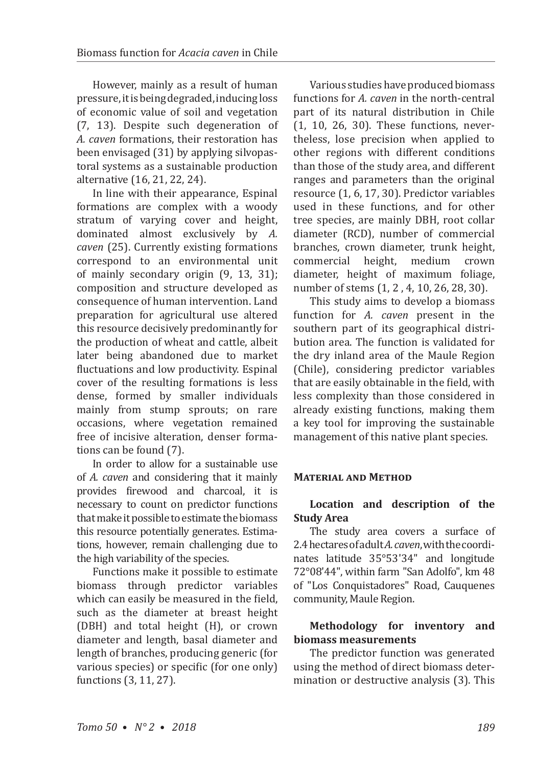However, mainly as a result of human pressure, it is being degraded, inducing loss of economic value of soil and vegetation (7, 13). Despite such degeneration of *A. caven* formations, their restoration has been envisaged (31) by applying silvopastoral systems as a sustainable production alternative (16, 21, 22, 24).

In line with their appearance, Espinal formations are complex with a woody stratum of varying cover and height, dominated almost exclusively by *A. caven* (25). Currently existing formations correspond to an environmental unit of mainly secondary origin (9, 13, 31); composition and structure developed as consequence of human intervention. Land preparation for agricultural use altered this resource decisively predominantly for the production of wheat and cattle, albeit later being abandoned due to market fluctuations and low productivity. Espinal cover of the resulting formations is less dense, formed by smaller individuals mainly from stump sprouts; on rare occasions, where vegetation remained free of incisive alteration, denser formations can be found (7).

In order to allow for a sustainable use of *A. caven* and considering that it mainly provides firewood and charcoal, it is necessary to count on predictor functions that make it possible to estimate the biomass this resource potentially generates. Estimations, however, remain challenging due to the high variability of the species.

Functions make it possible to estimate biomass through predictor variables which can easily be measured in the field, such as the diameter at breast height (DBH) and total height (H), or crown diameter and length, basal diameter and length of branches, producing generic (for various species) or specific (for one only) functions (3, 11, 27).

Various studies have produced biomass functions for *A. caven* in the north-central part of its natural distribution in Chile (1, 10, 26, 30). These functions, nevertheless, lose precision when applied to other regions with different conditions than those of the study area, and different ranges and parameters than the original resource (1, 6, 17, 30). Predictor variables used in these functions, and for other tree species, are mainly DBH, root collar diameter (RCD), number of commercial branches, crown diameter, trunk height, commercial height, medium crown diameter, height of maximum foliage, number of stems (1, 2 , 4, 10, 26, 28, 30).

This study aims to develop a biomass function for *A. caven* present in the southern part of its geographical distribution area. The function is validated for the dry inland area of the Maule Region (Chile), considering predictor variables that are easily obtainable in the field, with less complexity than those considered in already existing functions, making them a key tool for improving the sustainable management of this native plant species.

## Material and Method

### Location and description of the Study Area

The study area covers a surface of 2.4 hectares of adult *A. caven*, with the coordinates latitude 35°53'34" and longitude 72°08'44", within farm "San Adolfo", km 48 of "Los Conquistadores" Road, Cauquenes community, Maule Region.

### Methodology for inventory and biomass measurements

The predictor function was generated using the method of direct biomass determination or destructive analysis (3). This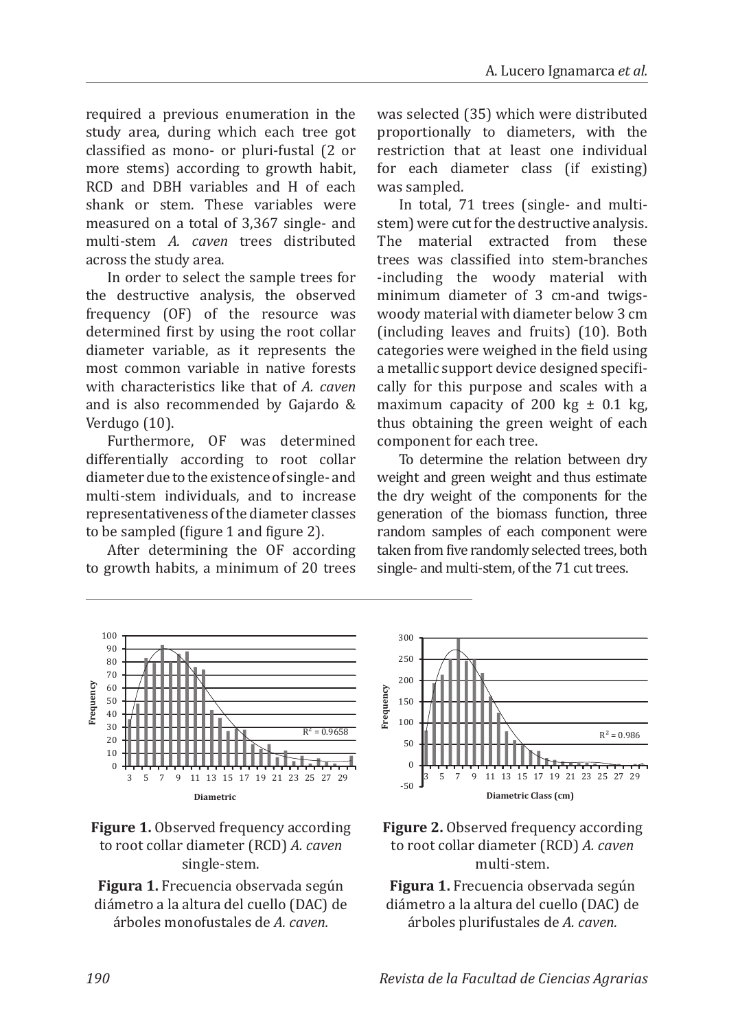required a previous enumeration in the study area, during which each tree got classified as mono- or pluri-fustal (2 or more stems) according to growth habit, RCD and DBH variables and H of each shank or stem. These variables were measured on a total of 3,367 single- and multi-stem *A. caven* trees distributed across the study area.

In order to select the sample trees for the destructive analysis, the observed frequency (OF) of the resource was determined first by using the root collar diameter variable, as it represents the most common variable in native forests with characteristics like that of *A. caven* and is also recommended by Gajardo & Verdugo (10).

Furthermore, OF was determined differentially according to root collar diameter due to the existence of single- and multi-stem individuals, and to increase representativeness of the diameter classes to be sampled (figure 1 and figure 2).

After determining the OF according to growth habits, a minimum of 20 trees was selected (35) which were distributed proportionally to diameters, with the restriction that at least one individual for each diameter class (if existing) was sampled.

In total, 71 trees (single- and multi-stem) were cut for the destructive analysis. The material extracted from these trees was classified into stem-branches -including the woody material with minimum diameter of 3 cm-and twigs-woody material with diameter below 3 cm (including leaves and fruits) (10). Both categories were weighed in the field using a metallic support device designed specifically for this purpose and scales with a maximum capacity of 200 kg ± 0.1 kg, thus obtaining the green weight of each component for each tree.

To determine the relation between dry weight and green weight and thus estimate the dry weight of the components for the generation of the biomass function, three random samples of each component were taken from five randomly selected trees, both single- and multi-stem, of the 71 cut trees.

**Figure 1.** Observed frequency according to root collar diameter (RCD) *A. caven* single-stem.

**Figura 1.** Frecuencia observada según diámetro a la altura del cuello (DAC) de árboles monofustales de *A. caven.*

**Figure 2.** Observed frequency according to root collar diameter (RCD) *A. caven* multi-stem.

**Figura 1.** Frecuencia observada según diámetro a la altura del cuello (DAC) de árboles plurifustales de *A. caven.*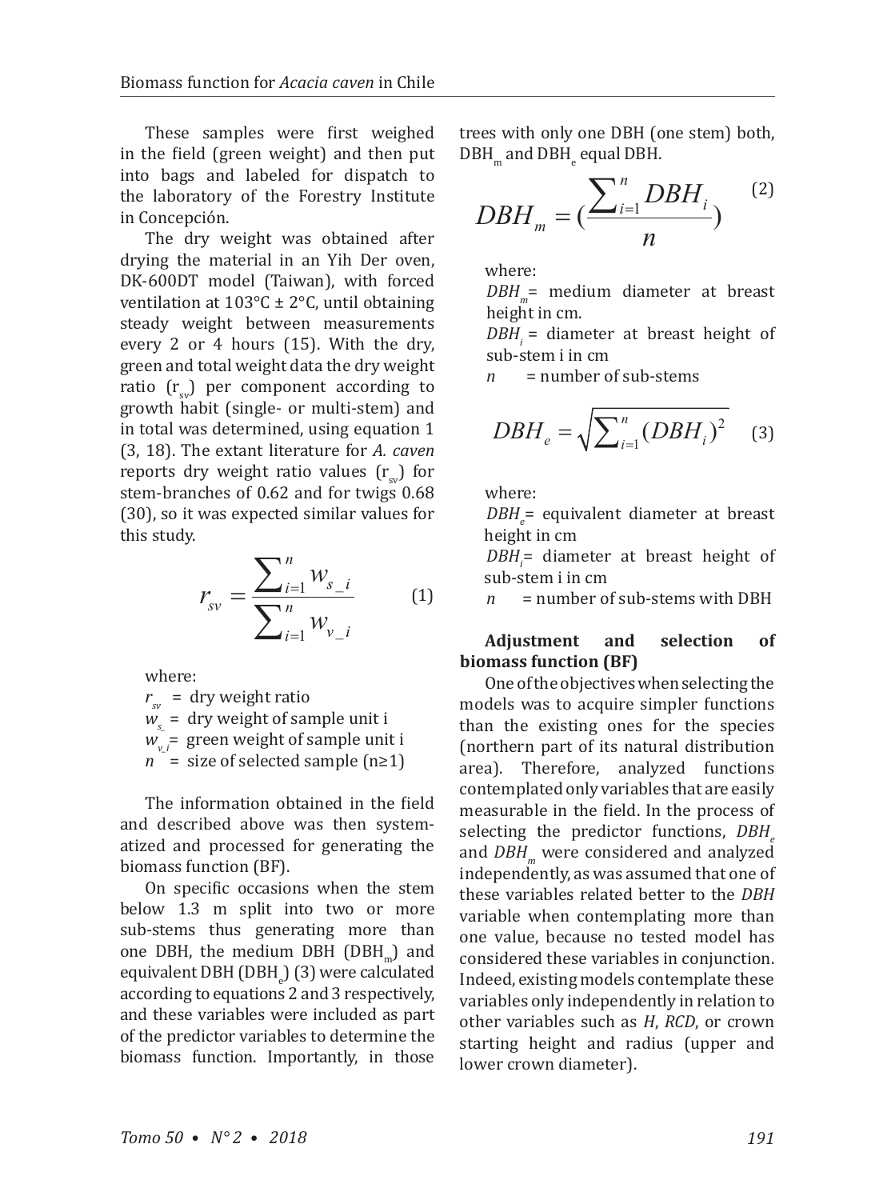These samples were first weighed in the field (green weight) and then put into bags and labeled for dispatch to the laboratory of the Forestry Institute in Concepción.

The dry weight was obtained after drying the material in an Yih Der oven, DK-600DT model (Taiwan), with forced ventilation at 103°C ± 2°C, until obtaining steady weight between measurements every 2 or 4 hours (15). With the dry, green and total weight data the dry weight ratio ($r_{sv}$) per component according to growth habit (single- or multi-stem) and in total was determined, using equation 1 (3, 18). The extant literature for *A. caven* reports dry weight ratio values ($r_{sv}$) for stem-branches of 0.62 and for twigs 0.68 (30), so it was expected similar values for this study.

$$r_{sv} = \frac{\sum_{i=1}^{n} w_{s\_i}}{\sum_{i=1}^{n} w_{v\_i}} \qquad (1)$$

where:

$r_{sv}$ = dry weight ratio
$w_{s\_}$ = dry weight of sample unit i
$w_{v\_i}$ = green weight of sample unit i
$n$ = size of selected sample (n≥1)

The information obtained in the field and described above was then systematized and processed for generating the biomass function (BF).

On specific occasions when the stem below 1.3 m split into two or more sub-stems thus generating more than one DBH, the medium DBH ($DBH_m$) and equivalent DBH ($DBH_e$) (3) were calculated according to equations 2 and 3 respectively, and these variables were included as part of the predictor variables to determine the biomass function. Importantly, in those trees with only one DBH (one stem) both, $DBH_m$ and $DBH_e$ equal DBH.

$$DBH_m = \left(\frac{\sum_{i=1}^{n} DBH_i}{n}\right) \qquad (2)$$

where:

$DBH_m$ = medium diameter at breast height in cm.
$DBH_i$ = diameter at breast height of sub-stem i in cm
$n$ = number of sub-stems

$$DBH_e = \sqrt{\sum_{i=1}^{n} (DBH_i)^2} \qquad (3)$$

where:

$DBH_e$ = equivalent diameter at breast height in cm
$DBH_i$ = diameter at breast height of sub-stem i in cm
$n$ = number of sub-stems with DBH

**Adjustment and selection of biomass function (BF)**

One of the objectives when selecting the models was to acquire simpler functions than the existing ones for the species (northern part of its natural distribution area). Therefore, analyzed functions contemplated only variables that are easily measurable in the field. In the process of selecting the predictor functions, $DBH_e$ and $DBH_m$ were considered and analyzed independently, as was assumed that one of these variables related better to the *DBH* variable when contemplating more than one value, because no tested model has considered these variables in conjunction. Indeed, existing models contemplate these variables only independently in relation to other variables such as *H*, *RCD*, or crown starting height and radius (upper and lower crown diameter).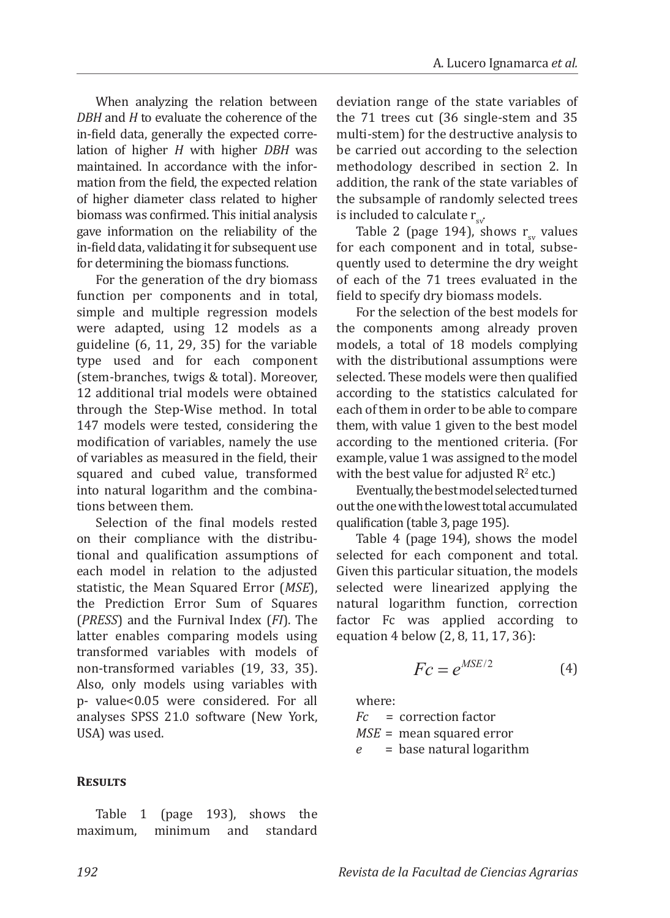When analyzing the relation between *DBH* and *H* to evaluate the coherence of the in-field data, generally the expected correlation of higher *H* with higher *DBH* was maintained. In accordance with the information from the field, the expected relation of higher diameter class related to higher biomass was confirmed. This initial analysis gave information on the reliability of the in-field data, validating it for subsequent use for determining the biomass functions.

For the generation of the dry biomass function per components and in total, simple and multiple regression models were adapted, using 12 models as a guideline (6, 11, 29, 35) for the variable type used and for each component (stem-branches, twigs & total). Moreover, 12 additional trial models were obtained through the Step-Wise method. In total 147 models were tested, considering the modification of variables, namely the use of variables as measured in the field, their squared and cubed value, transformed into natural logarithm and the combinations between them.

Selection of the final models rested on their compliance with the distributional and qualification assumptions of each model in relation to the adjusted statistic, the Mean Squared Error (*MSE*), the Prediction Error Sum of Squares (*PRESS*) and the Furnival Index (*FI*). The latter enables comparing models using transformed variables with models of non-transformed variables (19, 33, 35). Also, only models using variables with p- value<0.05 were considered. For all analyses SPSS 21.0 software (New York, USA) was used.

## Results

Table 1 (page 193), shows the maximum, minimum and standard deviation range of the state variables of the 71 trees cut (36 single-stem and 35 multi-stem) for the destructive analysis to be carried out according to the selection methodology described in section 2. In addition, the rank of the state variables of the subsample of randomly selected trees is included to calculate $r_{sv}$.

Table 2 (page 194), shows $r_{sv}$ values for each component and in total, subsequently used to determine the dry weight of each of the 71 trees evaluated in the field to specify dry biomass models.

For the selection of the best models for the components among already proven models, a total of 18 models complying with the distributional assumptions were selected. These models were then qualified according to the statistics calculated for each of them in order to be able to compare them, with value 1 given to the best model according to the mentioned criteria. (For example, value 1 was assigned to the model with the best value for adjusted $R^2$ etc.)

Eventually, the best model selected turned out the one with the lowest total accumulated qualification (table 3, page 195).

Table 4 (page 194), shows the model selected for each component and total. Given this particular situation, the models selected were linearized applying the natural logarithm function, correction factor Fc was applied according to equation 4 below (2, 8, 11, 17, 36):

$$Fc = e^{MSE/2} \qquad (4)$$

where:

*Fc* = correction factor

*MSE* = mean squared error

*e* = base natural logarithm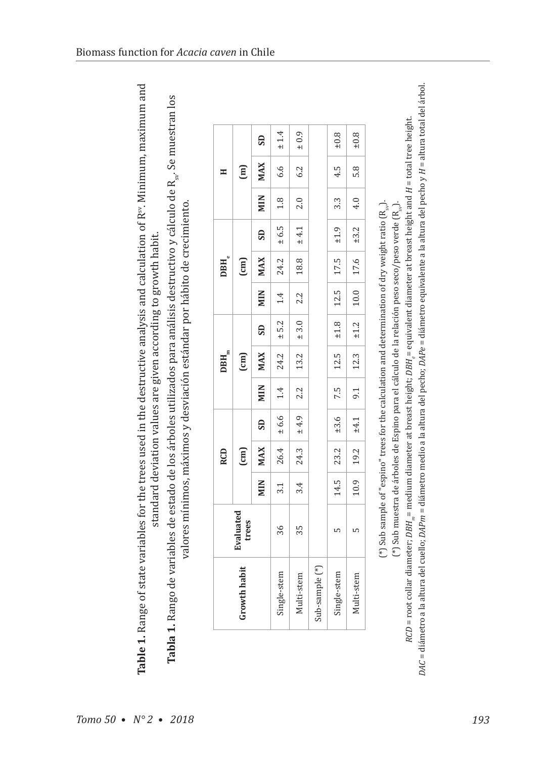**Table 1.** Range of state variables for the trees used in the destructive analysis and calculation of $R^{sv}$. Minimum, maximum and standard deviation values are given according to growth habit.

**Tabla 1.** Rango de variables de estado de los árboles utilizados para análisis destructivo y cálculo de $R_{sv}$. Se muestran los valores mínimos, máximos y desviación estándar por hábito de crecimiento.

| Growth habit | Evaluated trees | RCD (cm) | | | $DBH_m$ (cm) | | | $DBH_e$ (cm) | | | H (m) | | |
|---|---|---|---|---|---|---|---|---|---|---|---|---|---|
| | | MIN | MAX | SD | MIN | MAX | SD | MIN | MAX | SD | MIN | MAX | SD |
| Single-stem | 36 | 3.1 | 26.4 | ± 6.6 | 1.4 | 24.2 | ± 5.2 | 1.4 | 24.2 | ± 6.5 | 1.8 | 6.6 | ± 1.4 |
| Multi-stem | 35 | 3.4 | 24.3 | ± 4.9 | 2.2 | 13.2 | ± 3.0 | 2.2 | 18.8 | ± 4.1 | 2.0 | 6.2 | ± 0.9 |
| Sub-sample (*) | | | | | | | | | | | | | |
| Single-stem | 5 | 14.5 | 23.2 | ±3.6 | 7.5 | 12.5 | ±1.8 | 12.5 | 17.5 | ±1.9 | 3.3 | 4.5 | ±0.8 |
| Multi-stem | 5 | 10.9 | 19.2 | ±4.1 | 9.1 | 12.3 | ±1.2 | 10.0 | 17.6 | ±3.2 | 4.0 | 5.8 | ±0.8 |

(*) Sub sample of "espino" trees for the calculation and determination of dry weight ratio ($R_{sv}$).

(*) Sub muestra de árboles de Espino para el cálculo de la relación peso seco/peso verde ($R_{sv}$).

*RCD* = root collar diameter; $DBH_m$ = medium diameter at breast height; $DBH_e$ = equivalent diameter at breast height and *H* = total tree height.

*DAC* = diámetro a la altura del cuello; *DAPm* = diámetro medio a la altura del pecho; *DAPe* = diámetro equivalente a la altura del pecho y *H* = altura total del árbol.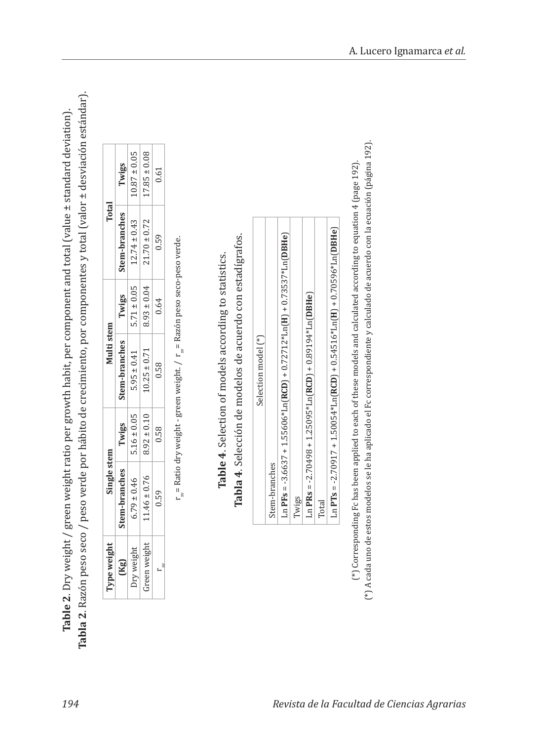**Table 2**. Dry weight / green weight ratio per growth habit, per component and total (value ± standard deviation).

**Tabla 2**. Razón peso seco / peso verde por hábito de crecimiento, por componentes y total (valor ± desviación estándar).

| Type weight (Kg) | Single stem | | Multi stem | | Total | |
|---|---|---|---|---|---|---|
| | Stem-branches | Twigs | Stem-branches | Twigs | Stem-branches | Twigs |
| Dry weight | 6.79 ± 0.46 | 5.16 ± 0.05 | 5.95 ± 0.41 | 5.71 ± 0.05 | 12.74 ± 0.43 | 10.87 ± 0.05 |
| Green weight | 11.46 ± 0.76 | 8.92 ± 0.10 | 10.25 ± 0.71 | 8.93 ± 0.04 | 21.70 ± 0.72 | 17.85 ± 0.08 |
| $r_{sv}$ | 0.59 | 0.58 | 0.58 | 0.64 | 0.59 | 0.61 |

$r_{sv}$ = Ratio dry weight - green weight. / $r_{sv}$ = Razón peso seco-peso verde.

**Table 4**. Selection of models according to statistics.

**Tabla 4**. Selección de modelos de acuerdo con estadígrafos.

| Selection model (*) |
|---|
| Stem-branches |
| Ln **PFs** = -3.6637 + 1.55606*Ln(**RCD**) + 0.72712*Ln(**H**) + 0.73537*Ln(**DBHe**) |
| Twigs |
| Ln **PRs** = -2.70498 + 1.25095*Ln(**RCD**) + 0.89194*Ln(**DBHe**) |
| Total |
| Ln **PTs** = -2.70917 + 1.50054*Ln(**RCD**) + 0.54516*Ln(**H**) + 0.70596*Ln(**DBHe**) |

(*) Corresponding Fc has been applied to each of these models and calculated according to equation 4 (page 192).

(*) A cada uno de estos modelos se le ha aplicado el Fc correspondiente y calculado de acuerdo con la ecuación (página 192).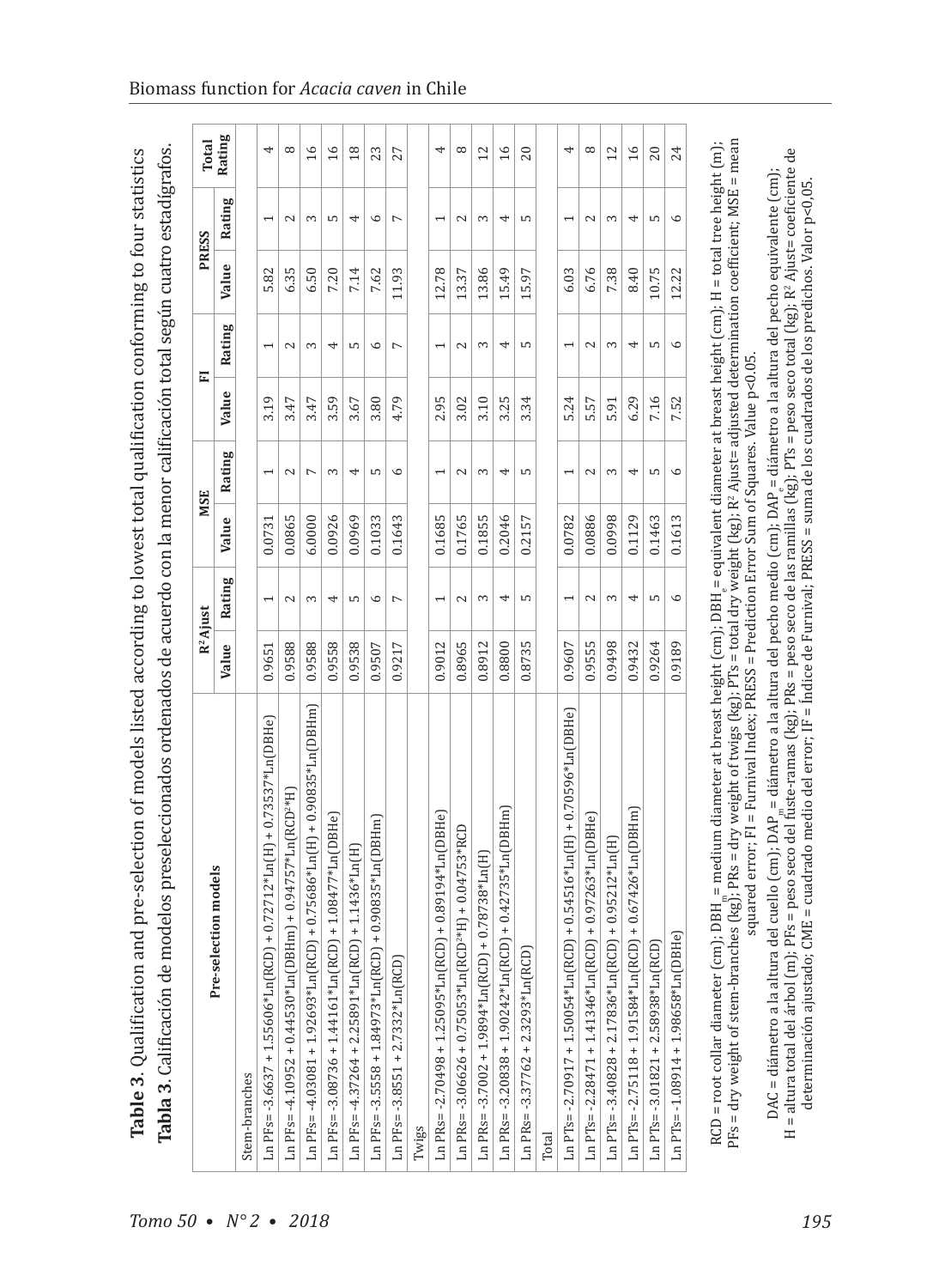**Table 3**. Qualification and pre-selection of models listed according to lowest total qualification conforming to four statistics

**Tabla 3**. Calificación de modelos preseleccionados ordenados de acuerdo con la menor calificación total según cuatro estadígrafos.

| Pre-selection models | $R^2$ Ajust | | MSE | | FI | | PRESS | | Total Rating |
|---|---|---|---|---|---|---|---|---|---|
| | Value | Rating | Value | Rating | Value | Rating | Value | Rating | |
| Stem-branches | | | | | | | | | |
| Ln PFs= -3.6637 + 1.55606\*Ln(RCD) + 0.72712\*Ln(H) + 0.73537\*Ln(DBHe) | 0.9651 | 1 | 0.0731 | 1 | 3.19 | 1 | 5.82 | 1 | 4 |
| Ln PFs= -4.10952 + 0.44530\*Ln(DBHm) + 0.94757\*Ln(RCD²\*H) | 0.9588 | 2 | 0.0865 | 2 | 3.47 | 2 | 6.35 | 2 | 8 |
| Ln PFs= -4.03081 + 1.92693\*Ln(RCD) + 0.75686\*Ln(H) + 0.90835\*Ln(DBHm) | 0.9588 | 3 | 6.0000 | 7 | 3.47 | 3 | 6.50 | 3 | 16 |
| Ln PFs= -3.08736 + 1.44161\*Ln(RCD) + 1.08477\*Ln(DBHe) | 0.9558 | 4 | 0.0926 | 3 | 3.59 | 4 | 7.20 | 5 | 16 |
| Ln PFs= -4.37264 + 2.25891\*Ln(RCD) + 1.1436\*Ln(H) | 0.9538 | 5 | 0.0969 | 4 | 3.67 | 5 | 7.14 | 4 | 18 |
| Ln PFs= -3.5558 + 1.84973\*Ln(RCD) + 0.90835\*Ln(DBHm) | 0.9507 | 6 | 0.1033 | 5 | 3.80 | 6 | 7.62 | 6 | 23 |
| Ln PFs= -3.8551 + 2.7332\*Ln(RCD) | 0.9217 | 7 | 0.1643 | 6 | 4.79 | 7 | 11.93 | 7 | 27 |
| Twigs | | | | | | | | | |
| Ln PRs= -2.70498 + 1.25095\*Ln(RCD) + 0.89194\*Ln(DBHe) | 0.9012 | 1 | 0.1685 | 1 | 2.95 | 1 | 12.78 | 1 | 4 |
| Ln PRs= -3.06626 + 0.75053\*Ln(RCD²\*H) + 0.04753\*RCD | 0.8965 | 2 | 0.1765 | 2 | 3.02 | 2 | 13.37 | 2 | 8 |
| Ln PRs= -3.7002 + 1.9894\*Ln(RCD) + 0.78738\*Ln(H) | 0.8912 | 3 | 0.1855 | 3 | 3.10 | 3 | 13.86 | 3 | 12 |
| Ln PRs= -3.20838 + 1.90242\*Ln(RCD) + 0.42735\*Ln(DBHm) | 0.8800 | 4 | 0.2046 | 4 | 3.25 | 4 | 15.49 | 4 | 16 |
| Ln PRs= -3.37762 + 2.3293\*Ln(RCD) | 0.8735 | 5 | 0.2157 | 5 | 3.34 | 5 | 15.97 | 5 | 20 |
| Total | | | | | | | | | |
| Ln PTs= -2.70917 + 1.50054\*Ln(RCD) + 0.54516\*Ln(H) + 0.70596\*Ln(DBHe) | 0.9607 | 1 | 0.0782 | 1 | 5.24 | 1 | 6.03 | 1 | 4 |
| Ln PTs= -2.28471 + 1.41346\*Ln(RCD) + 0.97263\*Ln(DBHe) | 0.9555 | 2 | 0.0886 | 2 | 5.57 | 2 | 6.76 | 2 | 8 |
| Ln PTs= -3.40828 + 2.17836\*Ln(RCD) + 0.95212\*Ln(H) | 0.9498 | 3 | 0.0998 | 3 | 5.91 | 3 | 7.38 | 3 | 12 |
| Ln PTs= -2.75118 + 1.91584\*Ln(RCD) + 0.67426\*Ln(DBHm) | 0.9432 | 4 | 0.1129 | 4 | 6.29 | 4 | 8.40 | 4 | 16 |
| Ln PTs= -3.01821 + 2.58938\*Ln(RCD) | 0.9264 | 5 | 0.1463 | 5 | 7.16 | 5 | 10.75 | 5 | 20 |
| Ln PTs= -1.08914 + 1.98658\*Ln(DBHe) | 0.9189 | 6 | 0.1613 | 6 | 7.52 | 6 | 12.22 | 6 | 24 |

RCD = root collar diameter (cm); $DBH_m$ = medium diameter at breast height (cm); $DBH_e$ = equivalent diameter at breast height (cm); H = total tree height (m); PFs = dry weight of stem-branches (kg); PRs = dry weight of twigs (kg); PTs = total dry weight (kg); $R^2$ Ajust= adjusted determination coefficient; MSE = mean squared error; FI = Furnival Index; PRESS = Prediction Error Sum of Squares. Value $p<0.05$.

DAC = diámetro a la altura del cuello (cm); $DAP_m$ = diámetro a la altura del pecho medio (cm); $DAP_e$ = diámetro a la altura del pecho equivalente (cm); H = altura total del árbol (m); PFs = peso seco del fuste-ramas (kg); PRs = peso seco de las ramillas (kg); PTs = peso seco total (kg); $R^2$ Ajust= coeficiente de determinación ajustado; CME = cuadrado medio del error; IF = Índice de Furnival; PRESS = suma de los cuadrados de los predichos. Valor $p<0,05$.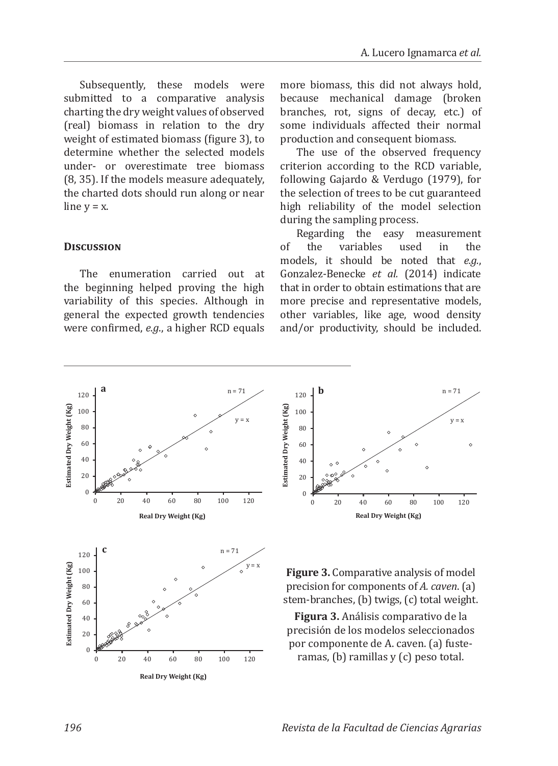Subsequently, these models were submitted to a comparative analysis charting the dry weight values of observed (real) biomass in relation to the dry weight of estimated biomass (figure 3), to determine whether the selected models under- or overestimate tree biomass (8, 35). If the models measure adequately, the charted dots should run along or near line y = x.

## Discussion

The enumeration carried out at the beginning helped proving the high variability of this species. Although in general the expected growth tendencies were confirmed, *e.g.*, a higher RCD equals more biomass, this did not always hold, because mechanical damage (broken branches, rot, signs of decay, etc.) of some individuals affected their normal production and consequent biomass.

The use of the observed frequency criterion according to the RCD variable, following Gajardo & Verdugo (1979), for the selection of trees to be cut guaranteed high reliability of the model selection during the sampling process.

Regarding the easy measurement of the variables used in the models, it should be noted that *e.g.*, Gonzalez-Benecke *et al.* (2014) indicate that in order to obtain estimations that are more precise and representative models, other variables, like age, wood density and/or productivity, should be included.

**Figure 3.** Comparative analysis of model precision for components of *A. caven*. (a) stem-branches, (b) twigs, (c) total weight.

**Figura 3.** Análisis comparativo de la precisión de los modelos seleccionados por componente de A. caven. (a) fuste-ramas, (b) ramillas y (c) peso total.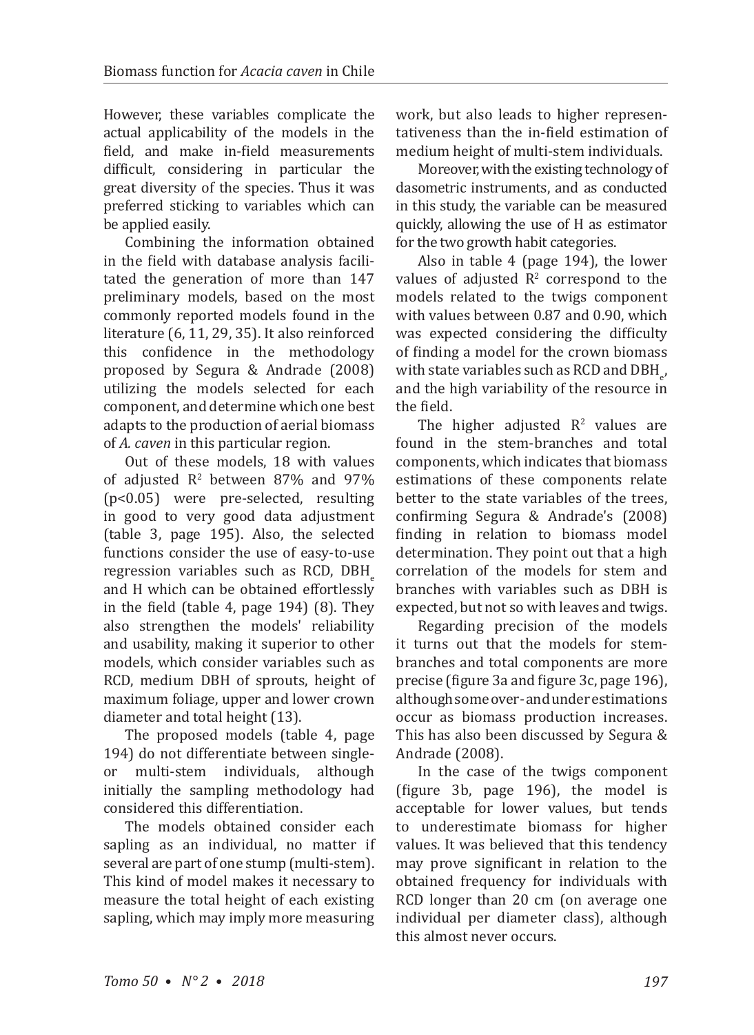However, these variables complicate the actual applicability of the models in the field, and make in-field measurements difficult, considering in particular the great diversity of the species. Thus it was preferred sticking to variables which can be applied easily.

Combining the information obtained in the field with database analysis facilitated the generation of more than 147 preliminary models, based on the most commonly reported models found in the literature (6, 11, 29, 35). It also reinforced this confidence in the methodology proposed by Segura & Andrade (2008) utilizing the models selected for each component, and determine which one best adapts to the production of aerial biomass of *A. caven* in this particular region.

Out of these models, 18 with values of adjusted $R^2$ between 87% and 97% ($p<0.05$) were pre-selected, resulting in good to very good data adjustment (table 3, page 195). Also, the selected functions consider the use of easy-to-use regression variables such as RCD, $DBH_e$ and H which can be obtained effortlessly in the field (table 4, page 194) (8). They also strengthen the models' reliability and usability, making it superior to other models, which consider variables such as RCD, medium DBH of sprouts, height of maximum foliage, upper and lower crown diameter and total height (13).

The proposed models (table 4, page 194) do not differentiate between single- or multi-stem individuals, although initially the sampling methodology had considered this differentiation.

The models obtained consider each sapling as an individual, no matter if several are part of one stump (multi-stem). This kind of model makes it necessary to measure the total height of each existing sapling, which may imply more measuring work, but also leads to higher representativeness than the in-field estimation of medium height of multi-stem individuals.

Moreover, with the existing technology of dasometric instruments, and as conducted in this study, the variable can be measured quickly, allowing the use of H as estimator for the two growth habit categories.

Also in table 4 (page 194), the lower values of adjusted $R^2$ correspond to the models related to the twigs component with values between 0.87 and 0.90, which was expected considering the difficulty of finding a model for the crown biomass with state variables such as RCD and $DBH_e$, and the high variability of the resource in the field.

The higher adjusted $R^2$ values are found in the stem-branches and total components, which indicates that biomass estimations of these components relate better to the state variables of the trees, confirming Segura & Andrade's (2008) finding in relation to biomass model determination. They point out that a high correlation of the models for stem and branches with variables such as DBH is expected, but not so with leaves and twigs.

Regarding precision of the models it turns out that the models for stem-branches and total components are more precise (figure 3a and figure 3c, page 196), although some over- and under estimations occur as biomass production increases. This has also been discussed by Segura & Andrade (2008).

In the case of the twigs component (figure 3b, page 196), the model is acceptable for lower values, but tends to underestimate biomass for higher values. It was believed that this tendency may prove significant in relation to the obtained frequency for individuals with RCD longer than 20 cm (on average one individual per diameter class), although this almost never occurs.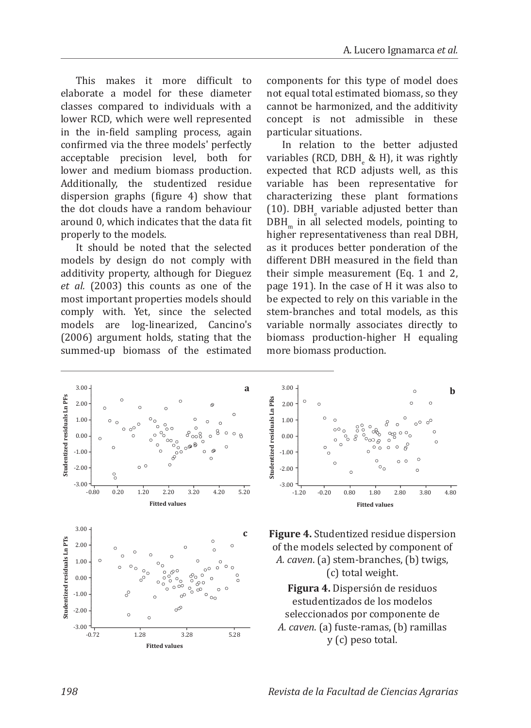This makes it more difficult to elaborate a model for these diameter classes compared to individuals with a lower RCD, which were well represented in the in-field sampling process, again confirmed via the three models' perfectly acceptable precision level, both for lower and medium biomass production. Additionally, the studentized residue dispersion graphs (figure 4) show that the dot clouds have a random behaviour around 0, which indicates that the data fit properly to the models.

It should be noted that the selected models by design do not comply with additivity property, although for Dieguez *et al.* (2003) this counts as one of the most important properties models should comply with. Yet, since the selected models are log-linearized, Cancino's (2006) argument holds, stating that the summed-up biomass of the estimated components for this type of model does not equal total estimated biomass, so they cannot be harmonized, and the additivity concept is not admissible in these particular situations.

In relation to the better adjusted variables (RCD, $DBH_e$ & H), it was rightly expected that RCD adjusts well, as this variable has been representative for characterizing these plant formations (10). $DBH_e$ variable adjusted better than $DBH_m$ in all selected models, pointing to higher representativeness than real DBH, as it produces better ponderation of the different DBH measured in the field than their simple measurement (Eq. 1 and 2, page 191). In the case of H it was also to be expected to rely on this variable in the stem-branches and total models, as this variable normally associates directly to biomass production-higher H equaling more biomass production.

**Figure 4.** Studentized residue dispersion of the models selected by component of *A. caven*. (a) stem-branches, (b) twigs, (c) total weight.

**Figura 4.** Dispersión de residuos estudentizados de los modelos seleccionados por componente de *A. caven*. (a) fuste-ramas, (b) ramillas y (c) peso total.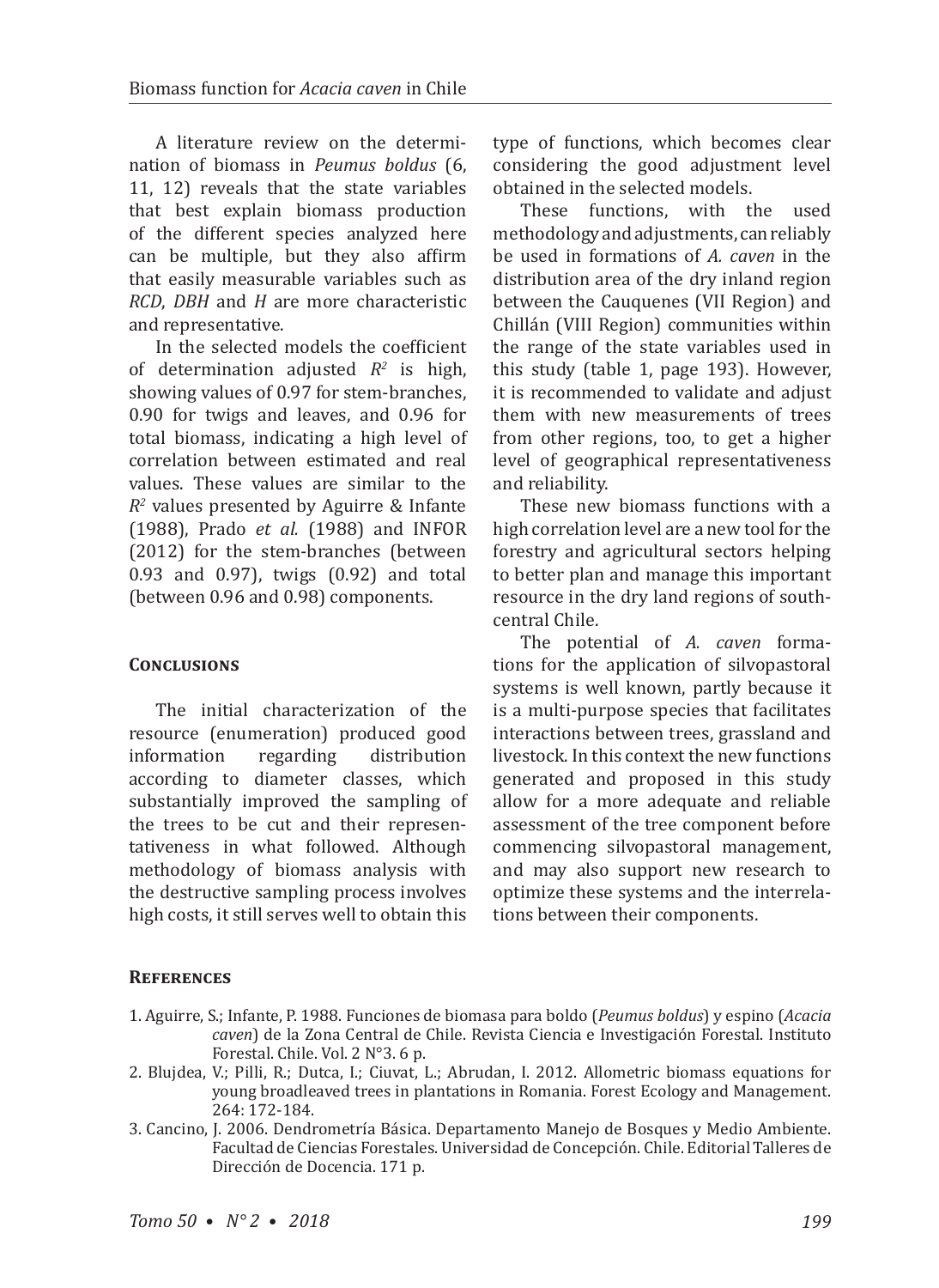A literature review on the determination of biomass in *Peumus boldus* (6, 11, 12) reveals that the state variables that best explain biomass production of the different species analyzed here can be multiple, but they also affirm that easily measurable variables such as *RCD*, *DBH* and *H* are more characteristic and representative.

In the selected models the coefficient of determination adjusted $R^2$ is high, showing values of 0.97 for stem-branches, 0.90 for twigs and leaves, and 0.96 for total biomass, indicating a high level of correlation between estimated and real values. These values are similar to the $R^2$ values presented by Aguirre & Infante (1988), Prado *et al.* (1988) and INFOR (2012) for the stem-branches (between 0.93 and 0.97), twigs (0.92) and total (between 0.96 and 0.98) components.

## Conclusions

The initial characterization of the resource (enumeration) produced good information regarding distribution according to diameter classes, which substantially improved the sampling of the trees to be cut and their representativeness in what followed. Although methodology of biomass analysis with the destructive sampling process involves high costs, it still serves well to obtain this type of functions, which becomes clear considering the good adjustment level obtained in the selected models.

These functions, with the used methodology and adjustments, can reliably be used in formations of *A. caven* in the distribution area of the dry inland region between the Cauquenes (VII Region) and Chillán (VIII Region) communities within the range of the state variables used in this study (table 1, page 193). However, it is recommended to validate and adjust them with new measurements of trees from other regions, too, to get a higher level of geographical representativeness and reliability.

These new biomass functions with a high correlation level are a new tool for the forestry and agricultural sectors helping to better plan and manage this important resource in the dry land regions of south-central Chile.

The potential of *A. caven* formations for the application of silvopastoral systems is well known, partly because it is a multi-purpose species that facilitates interactions between trees, grassland and livestock. In this context the new functions generated and proposed in this study allow for a more adequate and reliable assessment of the tree component before commencing silvopastoral management, and may also support new research to optimize these systems and the interrelations between their components.

## References

1. Aguirre, S.; Infante, P. 1988. Funciones de biomasa para boldo (*Peumus boldus*) y espino (*Acacia caven*) de la Zona Central de Chile. Revista Ciencia e Investigación Forestal. Instituto Forestal. Chile. Vol. 2 N°3. 6 p.
2. Blujdea, V.; Pilli, R.; Dutca, I.; Ciuvat, L.; Abrudan, I. 2012. Allometric biomass equations for young broadleaved trees in plantations in Romania. Forest Ecology and Management. 264: 172-184.
3. Cancino, J. 2006. Dendrometría Básica. Departamento Manejo de Bosques y Medio Ambiente. Facultad de Ciencias Forestales. Universidad de Concepción. Chile. Editorial Talleres de Dirección de Docencia. 171 p.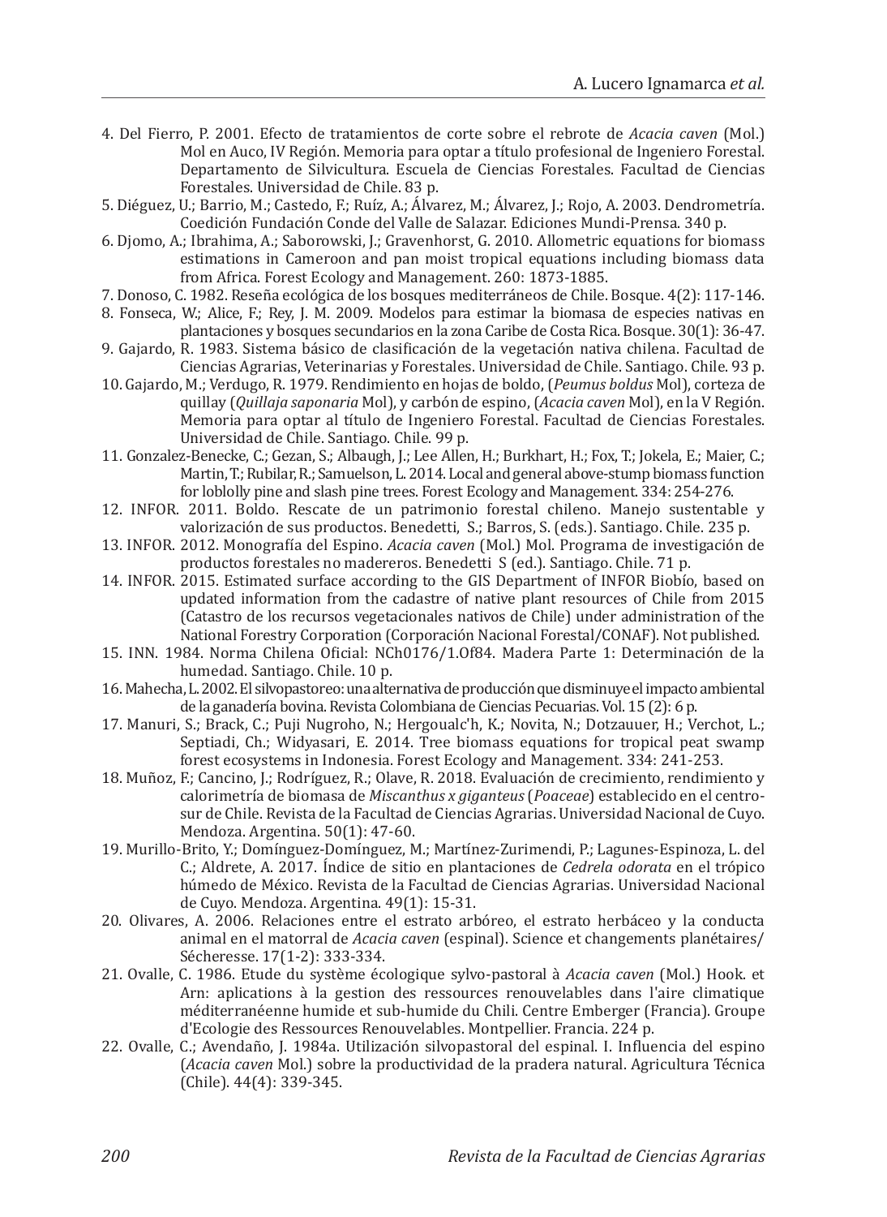4. Del Fierro, P. 2001. Efecto de tratamientos de corte sobre el rebrote de *Acacia caven* (Mol.) Mol en Auco, IV Región. Memoria para optar a título profesional de Ingeniero Forestal. Departamento de Silvicultura. Escuela de Ciencias Forestales. Facultad de Ciencias Forestales. Universidad de Chile. 83 p.
5. Diéguez, U.; Barrio, M.; Castedo, F.; Ruíz, A.; Álvarez, M.; Álvarez, J.; Rojo, A. 2003. Dendrometría. Coedición Fundación Conde del Valle de Salazar. Ediciones Mundi-Prensa. 340 p.
6. Djomo, A.; Ibrahima, A.; Saborowski, J.; Gravenhorst, G. 2010. Allometric equations for biomass estimations in Cameroon and pan moist tropical equations including biomass data from Africa. Forest Ecology and Management. 260: 1873-1885.
7. Donoso, C. 1982. Reseña ecológica de los bosques mediterráneos de Chile. Bosque. 4(2): 117-146.
8. Fonseca, W.; Alice, F.; Rey, J. M. 2009. Modelos para estimar la biomasa de especies nativas en plantaciones y bosques secundarios en la zona Caribe de Costa Rica. Bosque. 30(1): 36-47.
9. Gajardo, R. 1983. Sistema básico de clasificación de la vegetación nativa chilena. Facultad de Ciencias Agrarias, Veterinarias y Forestales. Universidad de Chile. Santiago. Chile. 93 p.
10. Gajardo, M.; Verdugo, R. 1979. Rendimiento en hojas de boldo, (*Peumus boldus* Mol), corteza de quillay (*Quillaja saponaria* Mol), y carbón de espino, (*Acacia caven* Mol), en la V Región. Memoria para optar al título de Ingeniero Forestal. Facultad de Ciencias Forestales. Universidad de Chile. Santiago. Chile. 99 p.
11. Gonzalez-Benecke, C.; Gezan, S.; Albaugh, J.; Lee Allen, H.; Burkhart, H.; Fox, T.; Jokela, E.; Maier, C.; Martin, T.; Rubilar, R.; Samuelson, L. 2014. Local and general above-stump biomass function for loblolly pine and slash pine trees. Forest Ecology and Management. 334: 254-276.
12. INFOR. 2011. Boldo. Rescate de un patrimonio forestal chileno. Manejo sustentable y valorización de sus productos. Benedetti, S.; Barros, S. (eds.). Santiago. Chile. 235 p.
13. INFOR. 2012. Monografía del Espino. *Acacia caven* (Mol.) Mol. Programa de investigación de productos forestales no madereros. Benedetti S (ed.). Santiago. Chile. 71 p.
14. INFOR. 2015. Estimated surface according to the GIS Department of INFOR Biobío, based on updated information from the cadastre of native plant resources of Chile from 2015 (Catastro de los recursos vegetacionales nativos de Chile) under administration of the National Forestry Corporation (Corporación Nacional Forestal/CONAF). Not published.
15. INN. 1984. Norma Chilena Oficial: NCh0176/1.Of84. Madera Parte 1: Determinación de la humedad. Santiago. Chile. 10 p.
16. Mahecha, L. 2002. El silvopastoreo: una alternativa de producción que disminuye el impacto ambiental de la ganadería bovina. Revista Colombiana de Ciencias Pecuarias. Vol. 15 (2): 6 p.
17. Manuri, S.; Brack, C.; Puji Nugroho, N.; Hergoualc'h, K.; Novita, N.; Dotzauuer, H.; Verchot, L.; Septiadi, Ch.; Widyasari, E. 2014. Tree biomass equations for tropical peat swamp forest ecosystems in Indonesia. Forest Ecology and Management. 334: 241-253.
18. Muñoz, F.; Cancino, J.; Rodríguez, R.; Olave, R. 2018. Evaluación de crecimiento, rendimiento y calorimetría de biomasa de *Miscanthus x giganteus* (*Poaceae*) establecido en el centro-sur de Chile. Revista de la Facultad de Ciencias Agrarias. Universidad Nacional de Cuyo. Mendoza. Argentina. 50(1): 47-60.
19. Murillo-Brito, Y.; Domínguez-Domínguez, M.; Martínez-Zurimendi, P.; Lagunes-Espinoza, L. del C.; Aldrete, A. 2017. Índice de sitio en plantaciones de *Cedrela odorata* en el trópico húmedo de México. Revista de la Facultad de Ciencias Agrarias. Universidad Nacional de Cuyo. Mendoza. Argentina. 49(1): 15-31.
20. Olivares, A. 2006. Relaciones entre el estrato arbóreo, el estrato herbáceo y la conducta animal en el matorral de *Acacia caven* (espinal). Science et changements planétaires/ Sécheresse. 17(1-2): 333-334.
21. Ovalle, C. 1986. Etude du système écologique sylvo-pastoral à *Acacia caven* (Mol.) Hook. et Arn: aplications à la gestion des ressources renouvelables dans l'aire climatique méditerranéenne humide et sub-humide du Chili. Centre Emberger (Francia). Groupe d'Ecologie des Ressources Renouvelables. Montpellier. Francia. 224 p.
22. Ovalle, C.; Avendaño, J. 1984a. Utilización silvopastoral del espinal. I. Influencia del espino (*Acacia caven* Mol.) sobre la productividad de la pradera natural. Agricultura Técnica (Chile). 44(4): 339-345.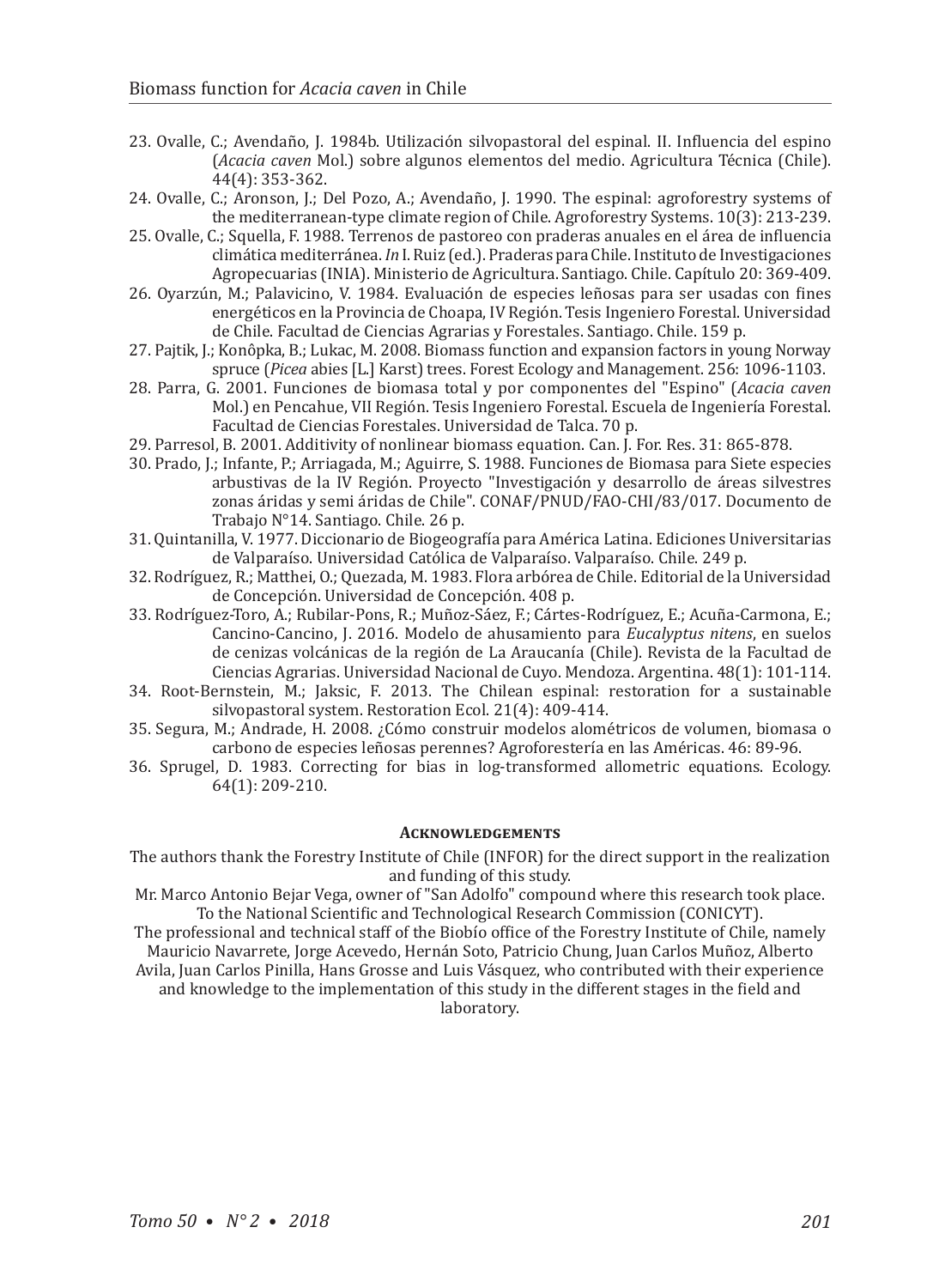23. Ovalle, C.; Avendaño, J. 1984b. Utilización silvopastoral del espinal. II. Influencia del espino (*Acacia caven* Mol.) sobre algunos elementos del medio. Agricultura Técnica (Chile). 44(4): 353-362.
24. Ovalle, C.; Aronson, J.; Del Pozo, A.; Avendaño, J. 1990. The espinal: agroforestry systems of the mediterranean-type climate region of Chile. Agroforestry Systems. 10(3): 213-239.
25. Ovalle, C.; Squella, F. 1988. Terrenos de pastoreo con praderas anuales en el área de influencia climática mediterránea. *In* I. Ruiz (ed.). Praderas para Chile. Instituto de Investigaciones Agropecuarias (INIA). Ministerio de Agricultura. Santiago. Chile. Capítulo 20: 369-409.
26. Oyarzún, M.; Palavicino, V. 1984. Evaluación de especies leñosas para ser usadas con fines energéticos en la Provincia de Choapa, IV Región. Tesis Ingeniero Forestal. Universidad de Chile. Facultad de Ciencias Agrarias y Forestales. Santiago. Chile. 159 p.
27. Pajtik, J.; Konôpka, B.; Lukac, M. 2008. Biomass function and expansion factors in young Norway spruce (*Picea* abies [L.] Karst) trees. Forest Ecology and Management. 256: 1096-1103.
28. Parra, G. 2001. Funciones de biomasa total y por componentes del "Espino" (*Acacia caven* Mol.) en Pencahue, VII Región. Tesis Ingeniero Forestal. Escuela de Ingeniería Forestal. Facultad de Ciencias Forestales. Universidad de Talca. 70 p.
29. Parresol, B. 2001. Additivity of nonlinear biomass equation. Can. J. For. Res. 31: 865-878.
30. Prado, J.; Infante, P.; Arriagada, M.; Aguirre, S. 1988. Funciones de Biomasa para Siete especies arbustivas de la IV Región. Proyecto "Investigación y desarrollo de áreas silvestres zonas áridas y semi áridas de Chile". CONAF/PNUD/FAO-CHI/83/017. Documento de Trabajo N°14. Santiago. Chile. 26 p.
31. Quintanilla, V. 1977. Diccionario de Biogeografía para América Latina. Ediciones Universitarias de Valparaíso. Universidad Católica de Valparaíso. Valparaíso. Chile. 249 p.
32. Rodríguez, R.; Matthei, O.; Quezada, M. 1983. Flora arbórea de Chile. Editorial de la Universidad de Concepción. Universidad de Concepción. 408 p.
33. Rodríguez-Toro, A.; Rubilar-Pons, R.; Muñoz-Sáez, F.; Cártes-Rodríguez, E.; Acuña-Carmona, E.; Cancino-Cancino, J. 2016. Modelo de ahusamiento para *Eucalyptus nitens*, en suelos de cenizas volcánicas de la región de La Araucanía (Chile). Revista de la Facultad de Ciencias Agrarias. Universidad Nacional de Cuyo. Mendoza. Argentina. 48(1): 101-114.
34. Root-Bernstein, M.; Jaksic, F. 2013. The Chilean espinal: restoration for a sustainable silvopastoral system. Restoration Ecol. 21(4): 409-414.
35. Segura, M.; Andrade, H. 2008. ¿Cómo construir modelos alométricos de volumen, biomasa o carbono de especies leñosas perennes? Agroforestería en las Américas. 46: 89-96.
36. Sprugel, D. 1983. Correcting for bias in log-transformed allometric equations. Ecology. 64(1): 209-210.

## Acknowledgements

The authors thank the Forestry Institute of Chile (INFOR) for the direct support in the realization and funding of this study.

Mr. Marco Antonio Bejar Vega, owner of "San Adolfo" compound where this research took place.

To the National Scientific and Technological Research Commission (CONICYT).

The professional and technical staff of the Biobío office of the Forestry Institute of Chile, namely Mauricio Navarrete, Jorge Acevedo, Hernán Soto, Patricio Chung, Juan Carlos Muñoz, Alberto Avila, Juan Carlos Pinilla, Hans Grosse and Luis Vásquez, who contributed with their experience and knowledge to the implementation of this study in the different stages in the field and laboratory.